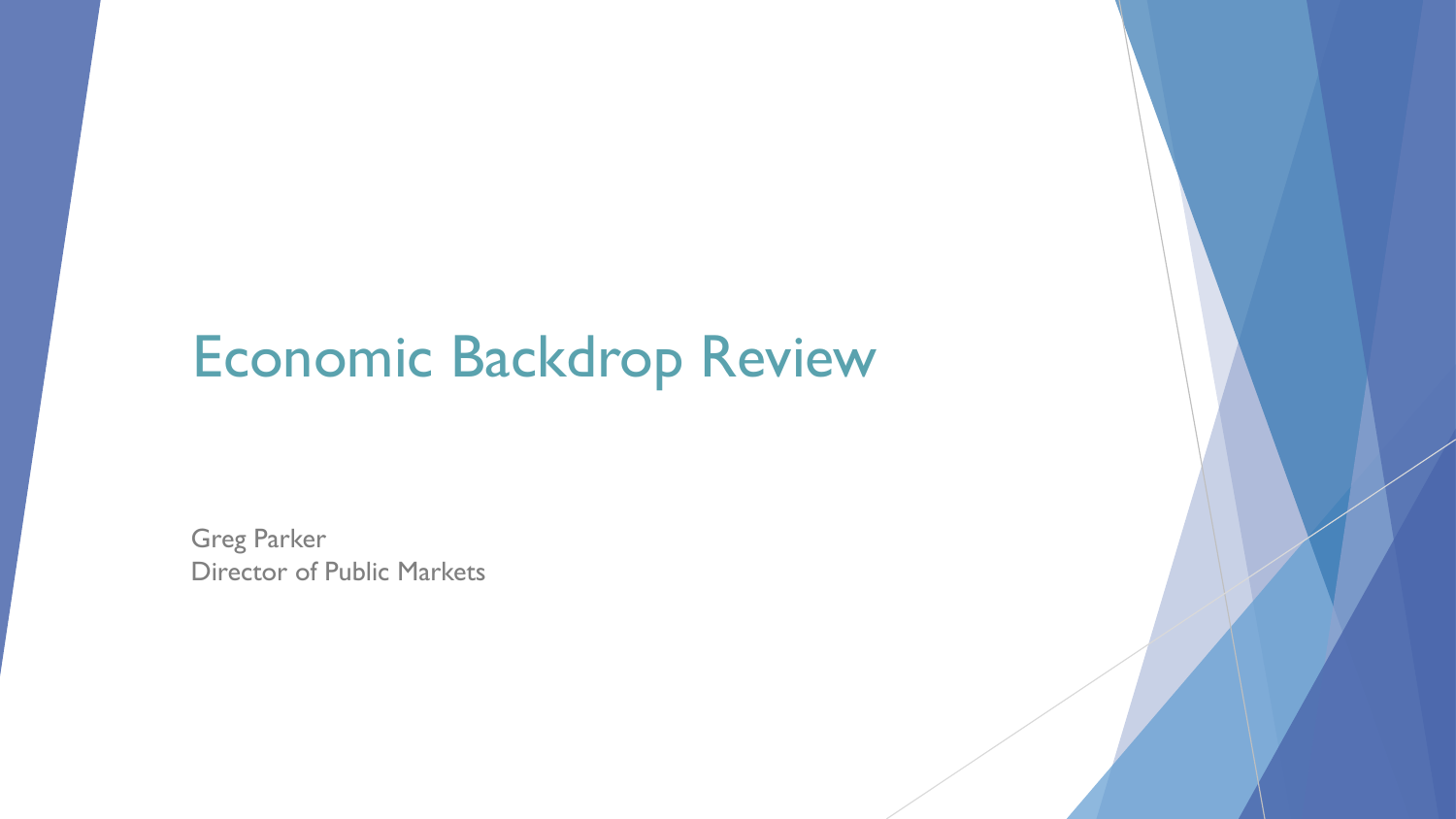# Economic Backdrop Review

Greg Parker
Director of Public Markets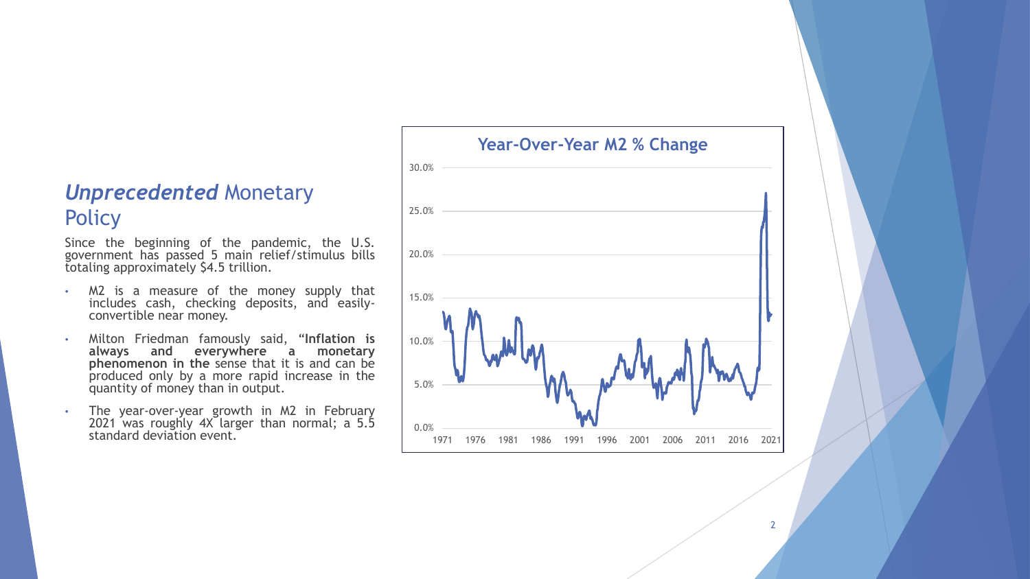## *Unprecedented* Monetary Policy

Since the beginning of the pandemic, the U.S. government has passed 5 main relief/stimulus bills totaling approximately $4.5 trillion.

- M2 is a measure of the money supply that includes cash, checking deposits, and easily-convertible near money.
- Milton Friedman famously said, "**Inflation is always and everywhere a monetary phenomenon in the** sense that it is and can be produced only by a more rapid increase in the quantity of money than in output.
- The year-over-year growth in M2 in February 2021 was roughly 4X larger than normal; a 5.5 standard deviation event.

**Year-Over-Year M2 % Change**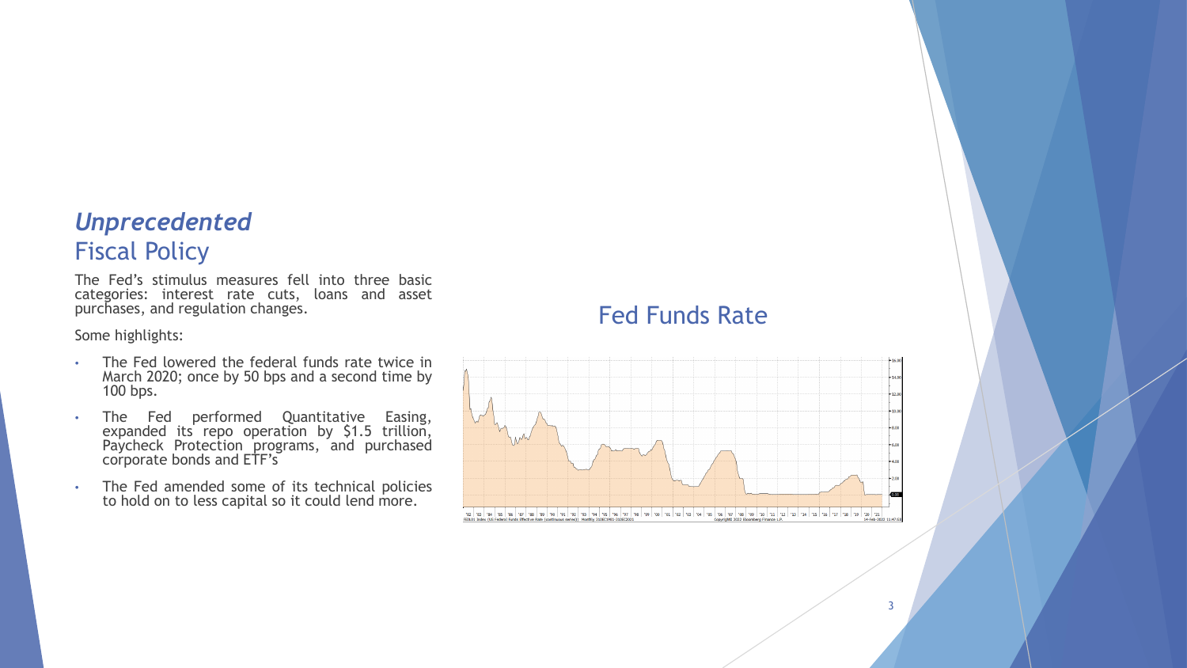## *Unprecedented* Fiscal Policy

The Fed's stimulus measures fell into three basic categories: interest rate cuts, loans and asset purchases, and regulation changes.

Some highlights:

- The Fed lowered the federal funds rate twice in March 2020; once by 50 bps and a second time by 100 bps.
- The Fed performed Quantitative Easing, expanded its repo operation by $1.5 trillion, Paycheck Protection programs, and purchased corporate bonds and ETF's
- The Fed amended some of its technical policies to hold on to less capital so it could lend more.

## Fed Funds Rate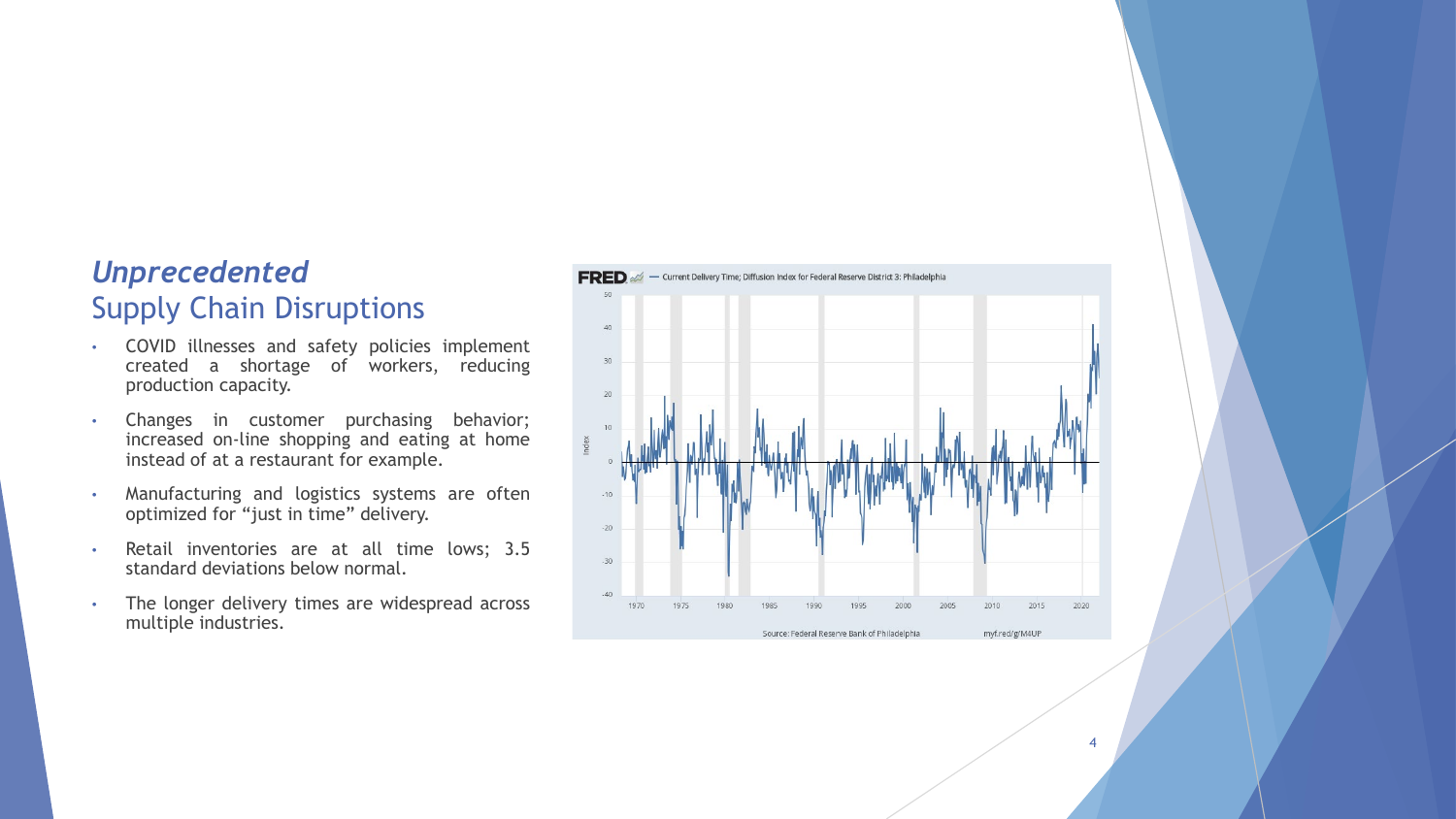## *Unprecedented* Supply Chain Disruptions

- COVID illnesses and safety policies implement created a shortage of workers, reducing production capacity.
- Changes in customer purchasing behavior; increased on-line shopping and eating at home instead of at a restaurant for example.
- Manufacturing and logistics systems are often optimized for "just in time" delivery.
- Retail inventories are at all time lows; 3.5 standard deviations below normal.
- The longer delivery times are widespread across multiple industries.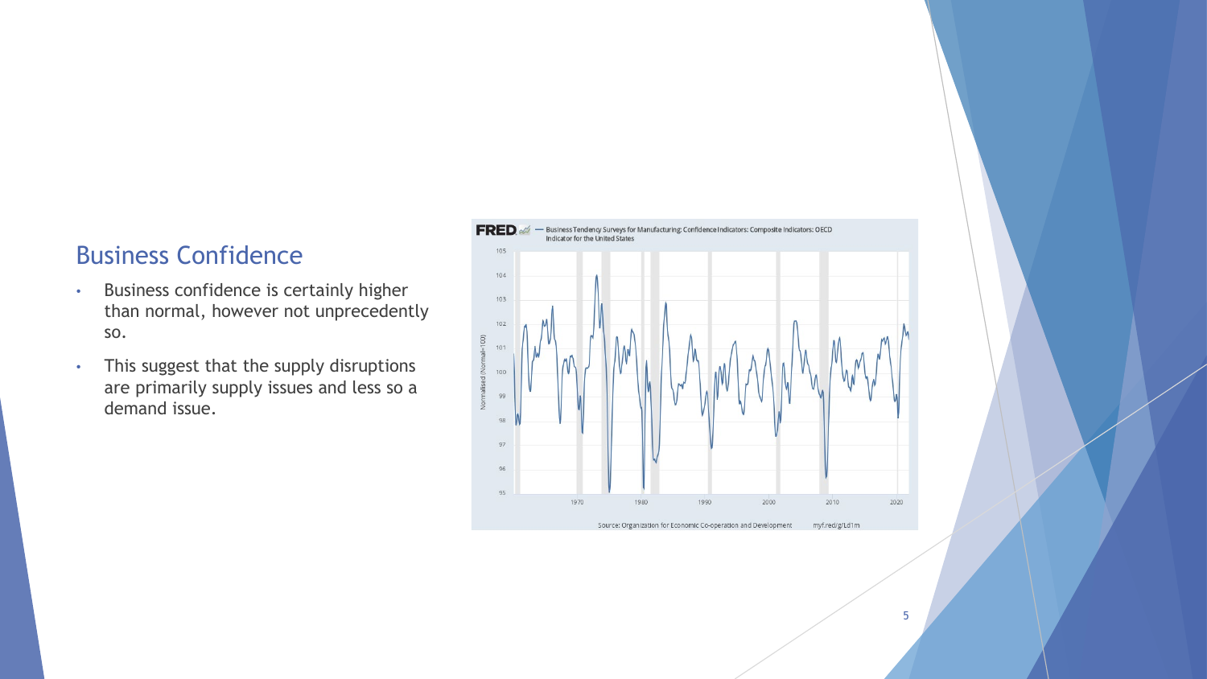## Business Confidence

- Business confidence is certainly higher than normal, however not unprecedently so.
- This suggest that the supply disruptions are primarily supply issues and less so a demand issue.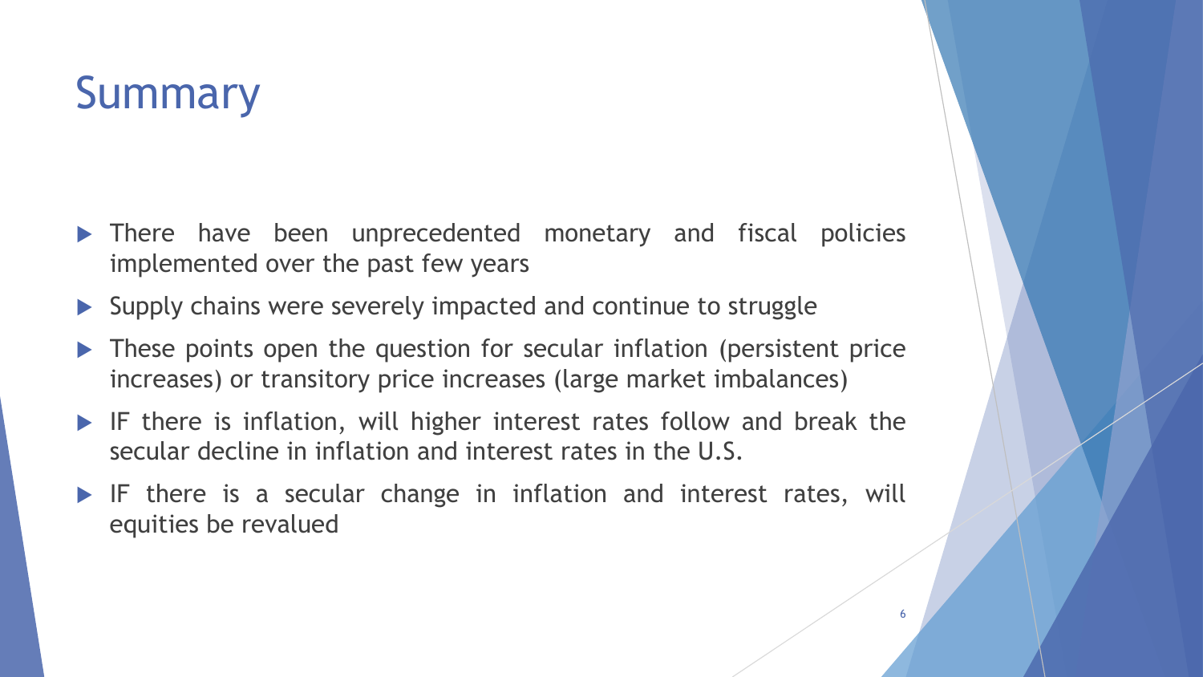# Summary

- There have been unprecedented monetary and fiscal policies implemented over the past few years
- Supply chains were severely impacted and continue to struggle
- These points open the question for secular inflation (persistent price increases) or transitory price increases (large market imbalances)
- IF there is inflation, will higher interest rates follow and break the secular decline in inflation and interest rates in the U.S.
- IF there is a secular change in inflation and interest rates, will equities be revalued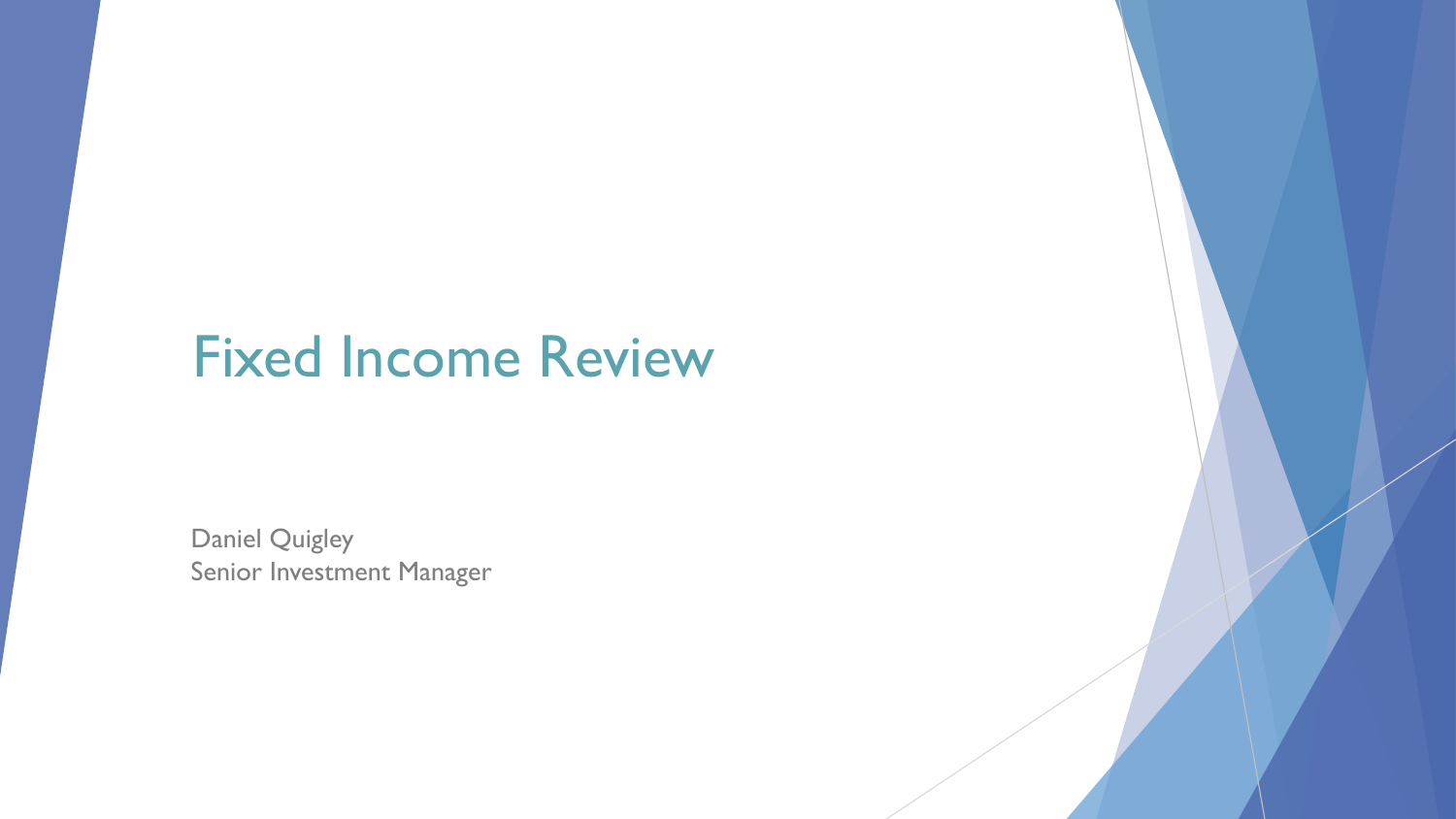# Fixed Income Review

Daniel Quigley
Senior Investment Manager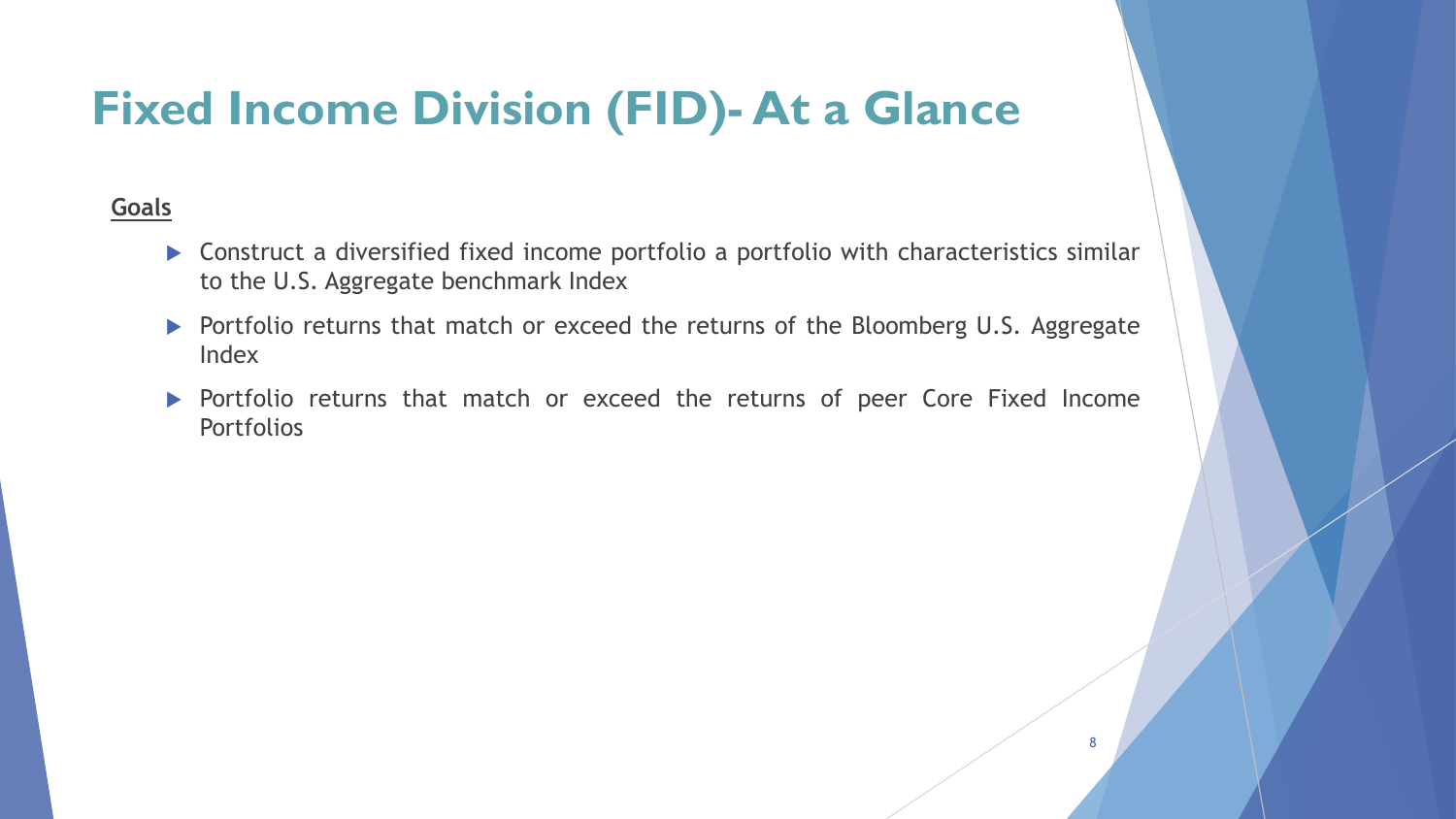# Fixed Income Division (FID)- At a Glance

**Goals**

- Construct a diversified fixed income portfolio a portfolio with characteristics similar to the U.S. Aggregate benchmark Index
- Portfolio returns that match or exceed the returns of the Bloomberg U.S. Aggregate Index
- Portfolio returns that match or exceed the returns of peer Core Fixed Income Portfolios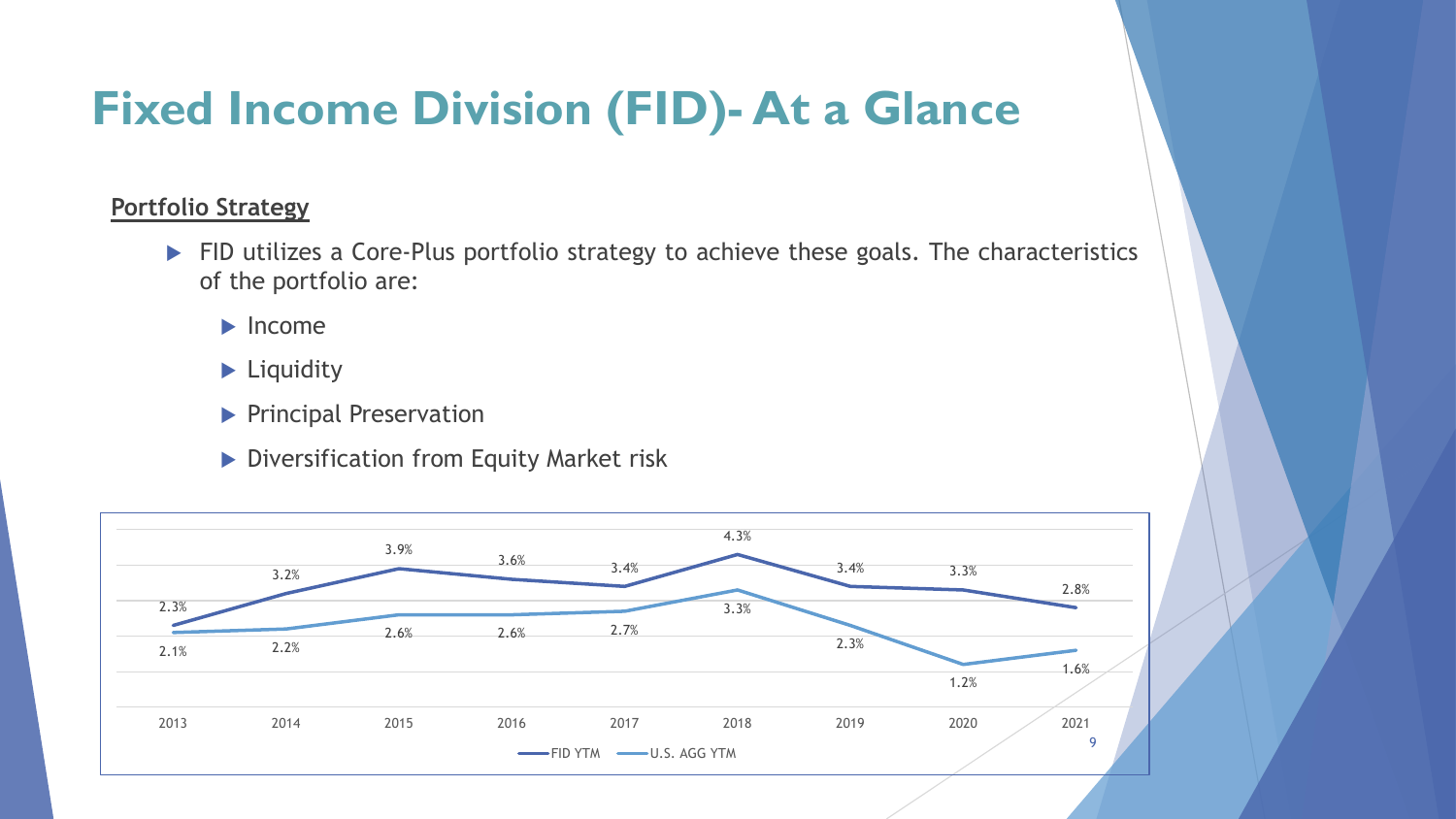# Fixed Income Division (FID)- At a Glance

**Portfolio Strategy**

- FID utilizes a Core-Plus portfolio strategy to achieve these goals. The characteristics of the portfolio are:
  - Income
  - Liquidity
  - Principal Preservation
  - Diversification from Equity Market risk

| Year | FID YTM | U.S. AGG YTM |
|---|---|---|
| 2013 | 2.3% | 2.1% |
| 2014 | 3.2% | 2.2% |
| 2015 | 3.9% | 2.6% |
| 2016 | 3.6% | 2.6% |
| 2017 | 3.4% | 2.7% |
| 2018 | 4.3% | 3.3% |
| 2019 | 3.4% | 2.3% |
| 2020 | 3.3% | 1.2% |
| 2021 | 2.8% | 1.6% |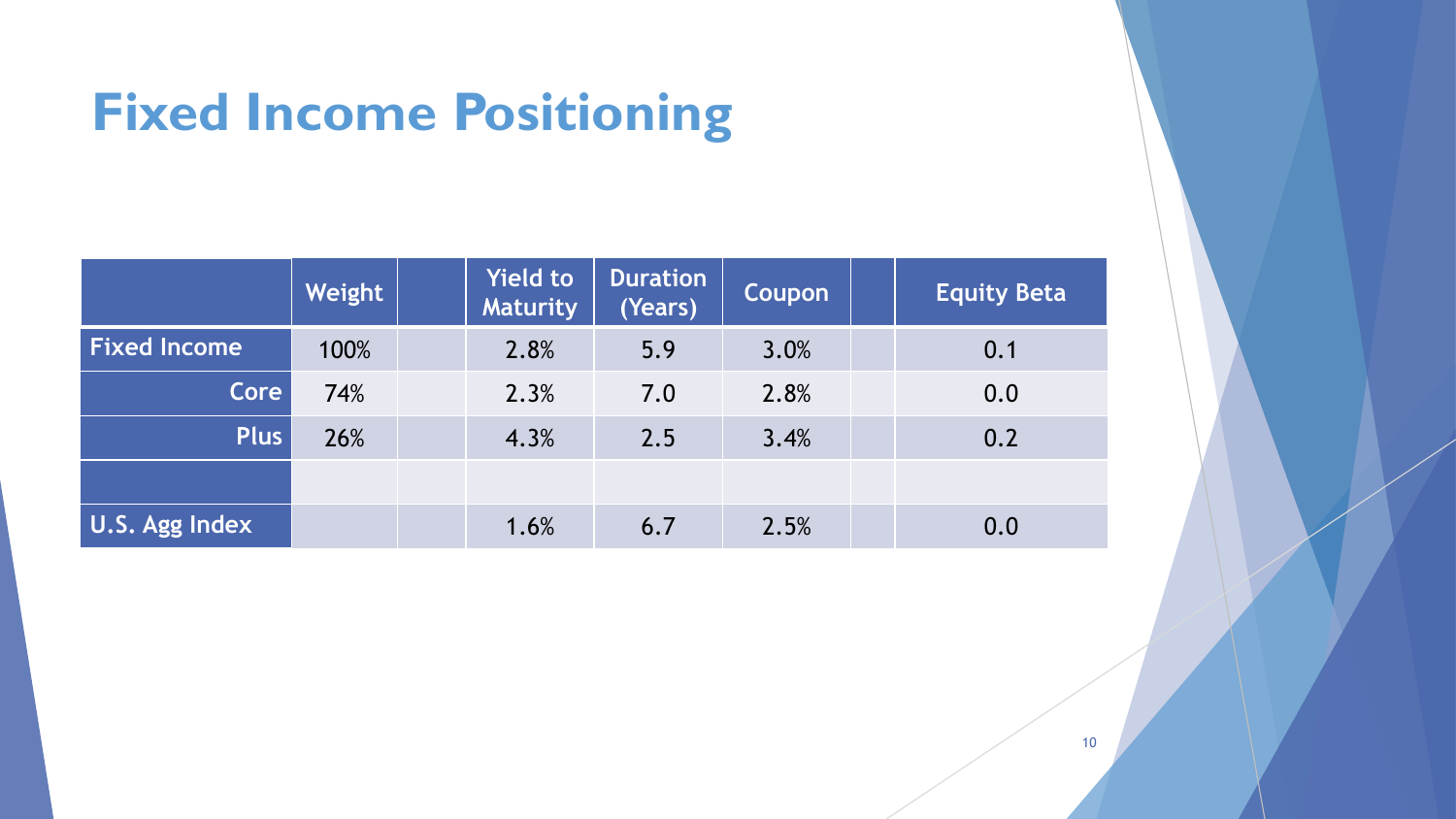# Fixed Income Positioning

| | Weight | | Yield to Maturity | Duration (Years) | Coupon | | Equity Beta |
|---|---|---|---|---|---|---|---|
| Fixed Income | 100% | | 2.8% | 5.9 | 3.0% | | 0.1 |
| Core | 74% | | 2.3% | 7.0 | 2.8% | | 0.0 |
| Plus | 26% | | 4.3% | 2.5 | 3.4% | | 0.2 |
| | | | | | | | |
| U.S. Agg Index | | | 1.6% | 6.7 | 2.5% | | 0.0 |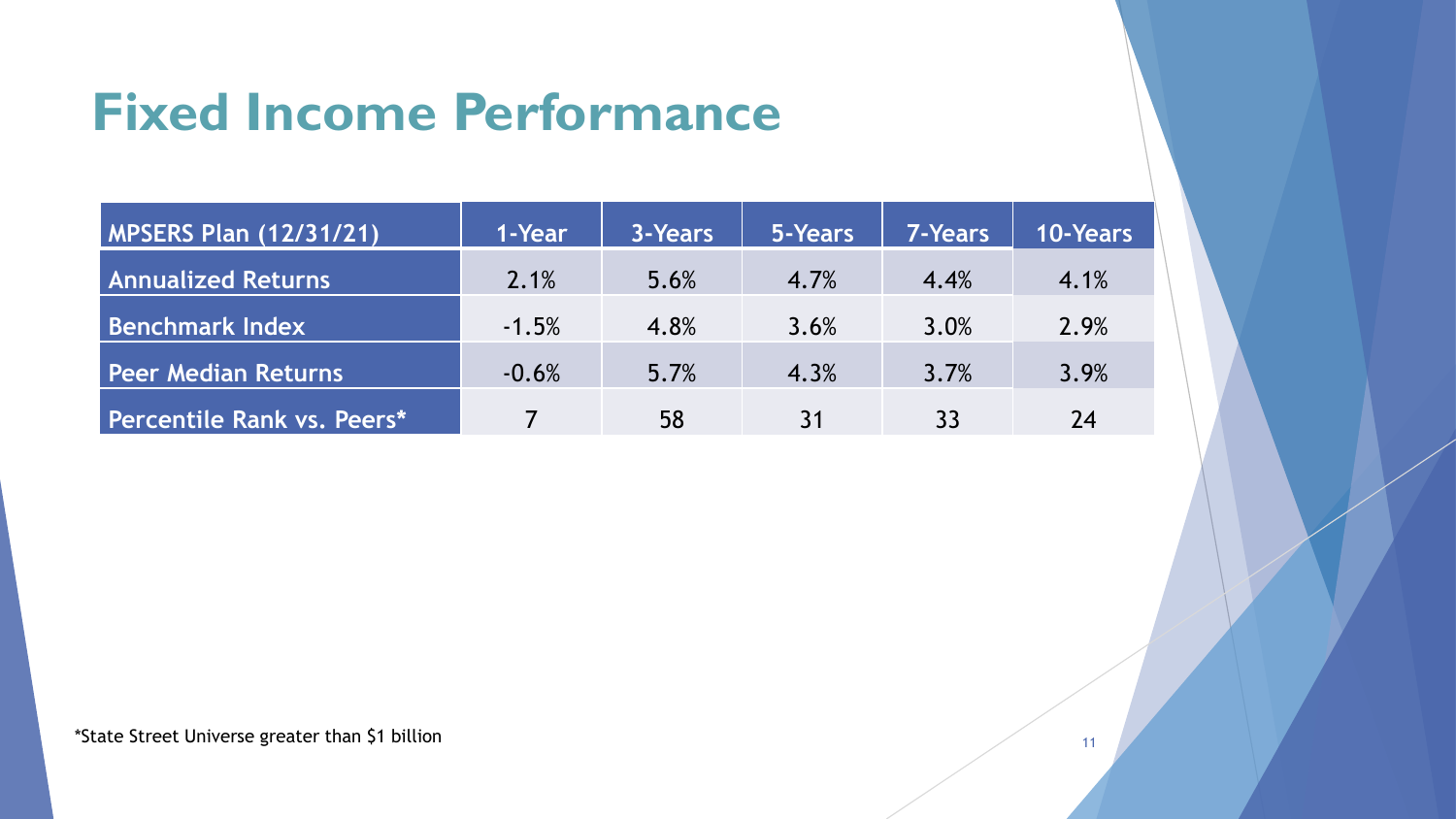# Fixed Income Performance

| MPSERS Plan (12/31/21) | 1-Year | 3-Years | 5-Years | 7-Years | 10-Years |
|---|---|---|---|---|---|
| Annualized Returns | 2.1% | 5.6% | 4.7% | 4.4% | 4.1% |
| Benchmark Index | -1.5% | 4.8% | 3.6% | 3.0% | 2.9% |
| Peer Median Returns | -0.6% | 5.7% | 4.3% | 3.7% | 3.9% |
| Percentile Rank vs. Peers* | 7 | 58 | 31 | 33 | 24 |

*State Street Universe greater than $1 billion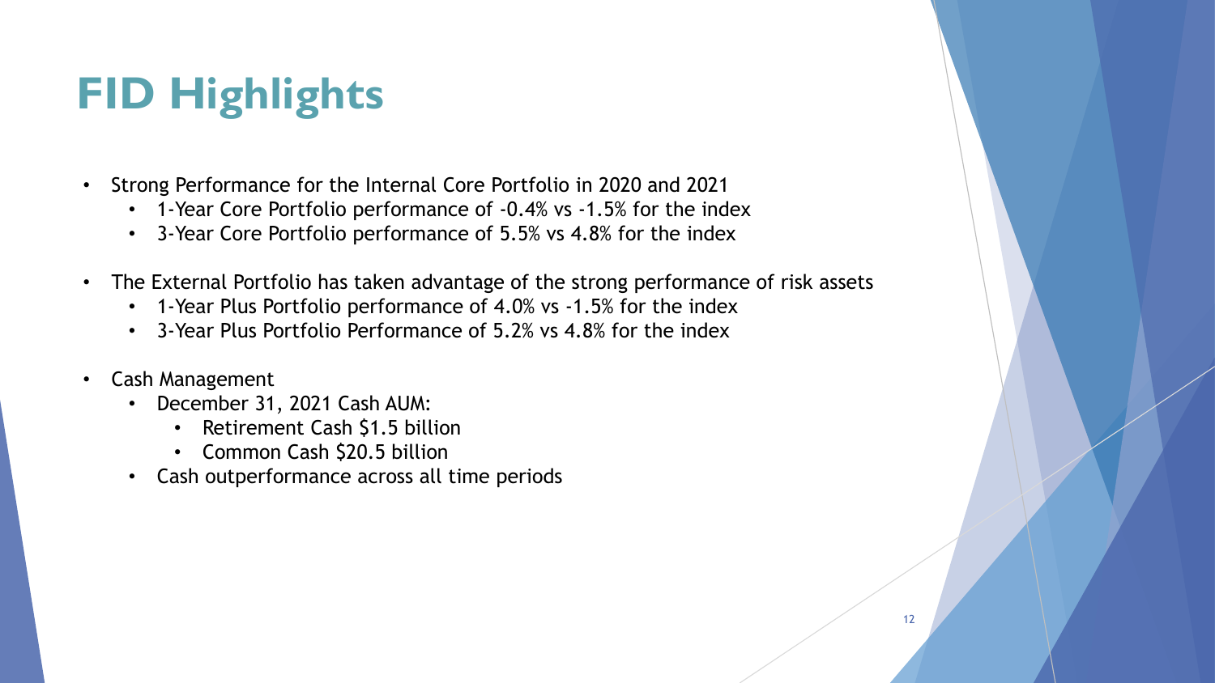# FID Highlights

- Strong Performance for the Internal Core Portfolio in 2020 and 2021
  - 1-Year Core Portfolio performance of -0.4% vs -1.5% for the index
  - 3-Year Core Portfolio performance of 5.5% vs 4.8% for the index
- The External Portfolio has taken advantage of the strong performance of risk assets
  - 1-Year Plus Portfolio performance of 4.0% vs -1.5% for the index
  - 3-Year Plus Portfolio Performance of 5.2% vs 4.8% for the index
- Cash Management
  - December 31, 2021 Cash AUM:
    - Retirement Cash $1.5 billion
    - Common Cash $20.5 billion
  - Cash outperformance across all time periods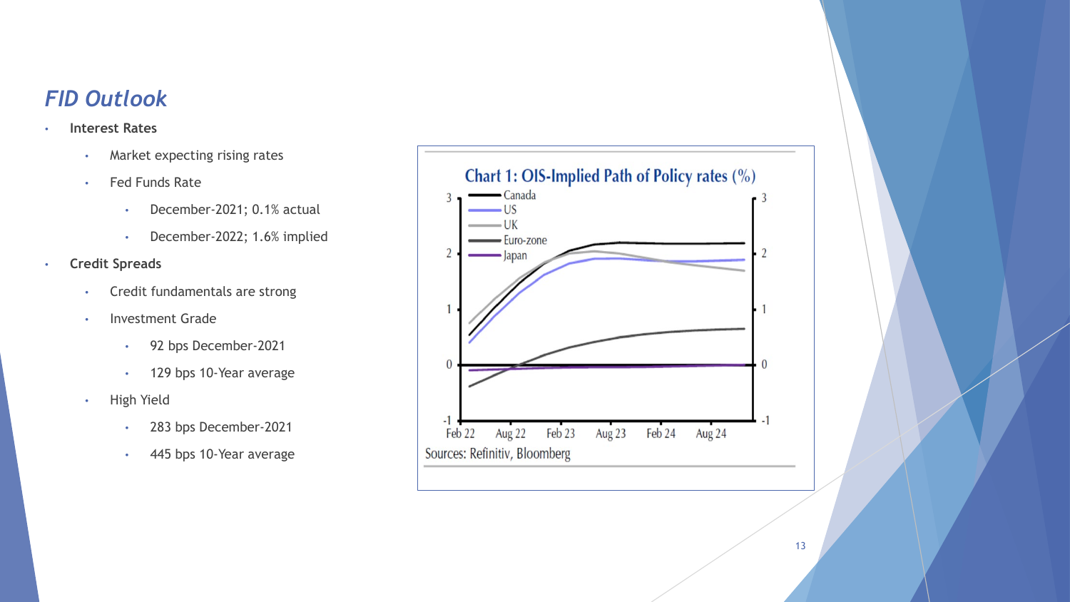## *FID Outlook*

- **Interest Rates**
  - Market expecting rising rates
  - Fed Funds Rate
    - December-2021; 0.1% actual
    - December-2022; 1.6% implied
- **Credit Spreads**
  - Credit fundamentals are strong
  - Investment Grade
    - 92 bps December-2021
    - 129 bps 10-Year average
  - High Yield
    - 283 bps December-2021
    - 445 bps 10-Year average

**Chart 1: OIS-Implied Path of Policy rates (%)**

Legend: Canada, US, UK, Euro-zone, Japan

X-axis: Feb 22, Aug 22, Feb 23, Aug 23, Feb 24, Aug 24

Y-axis: -1, 0, 1, 2, 3

Sources: Refinitiv, Bloomberg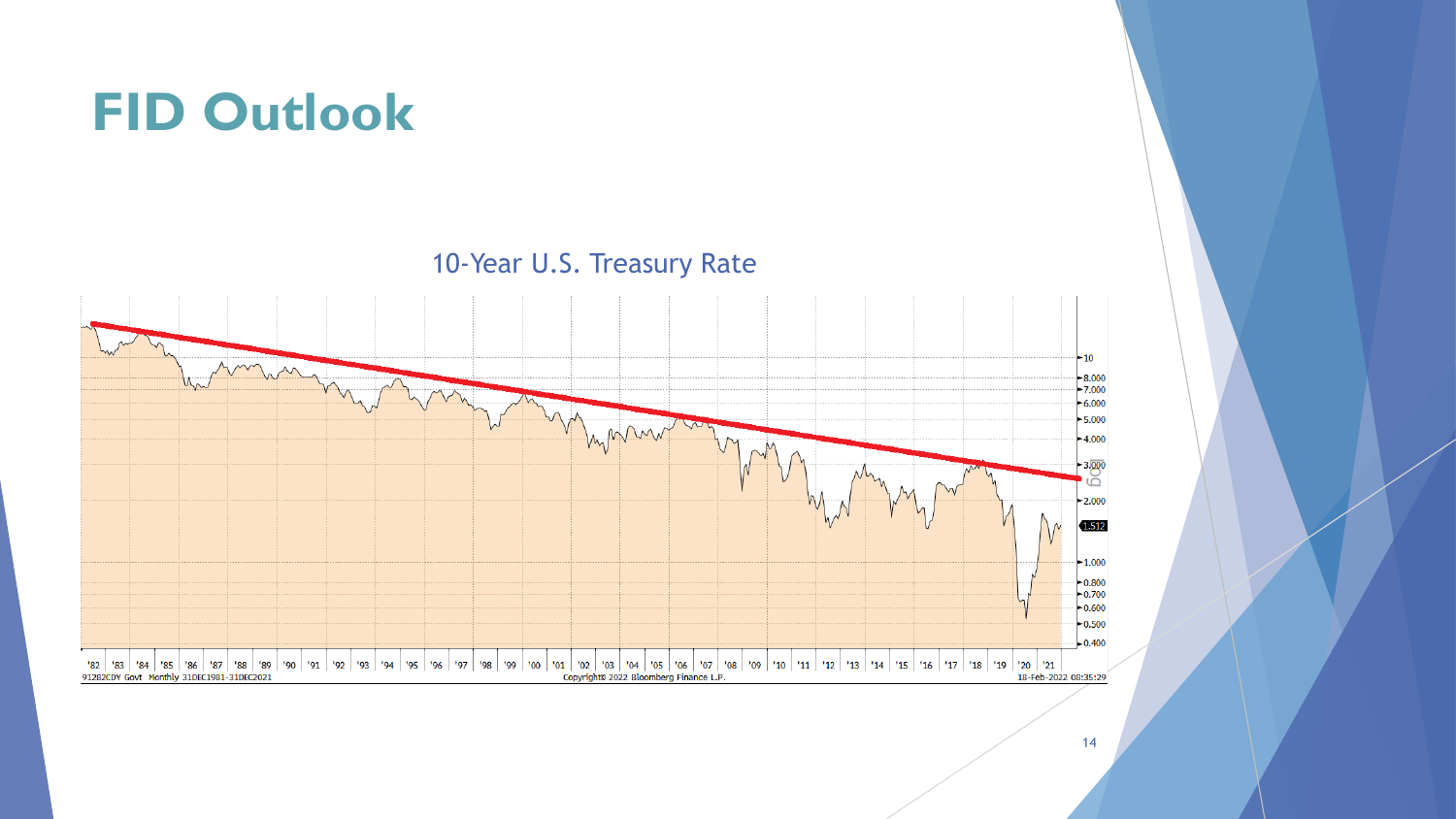# FID Outlook

10-Year U.S. Treasury Rate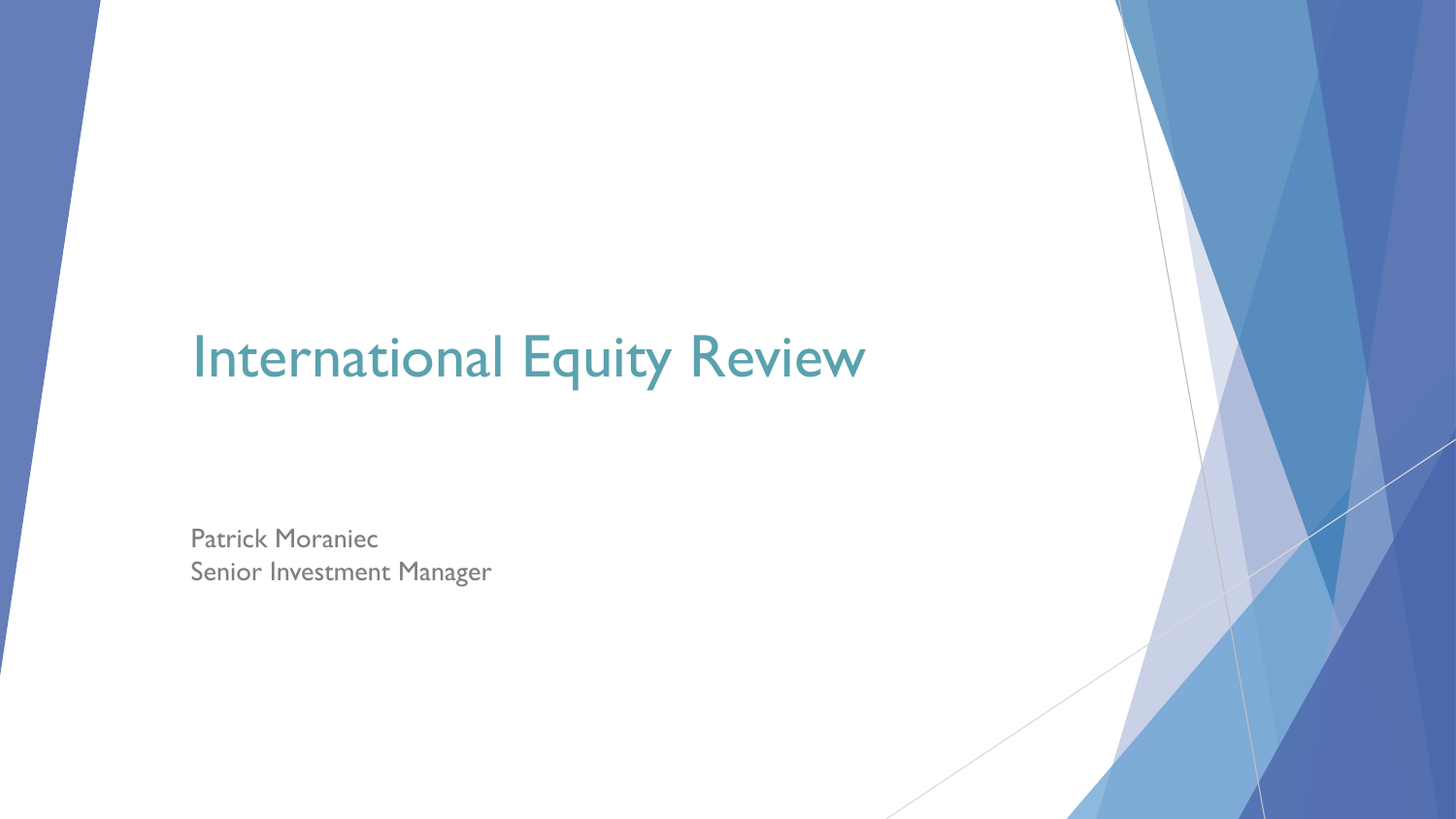# International Equity Review

Patrick Moraniec
Senior Investment Manager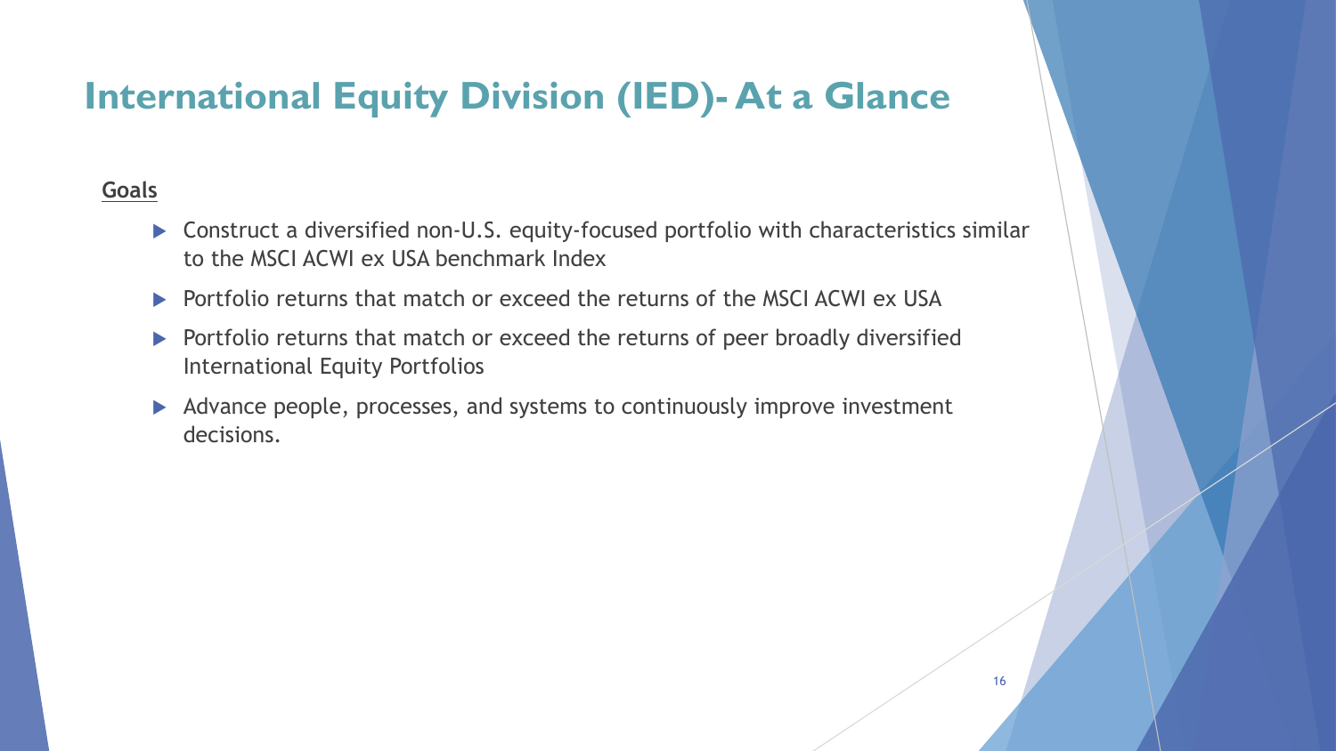# International Equity Division (IED)- At a Glance

**Goals**

- Construct a diversified non-U.S. equity-focused portfolio with characteristics similar to the MSCI ACWI ex USA benchmark Index
- Portfolio returns that match or exceed the returns of the MSCI ACWI ex USA
- Portfolio returns that match or exceed the returns of peer broadly diversified International Equity Portfolios
- Advance people, processes, and systems to continuously improve investment decisions.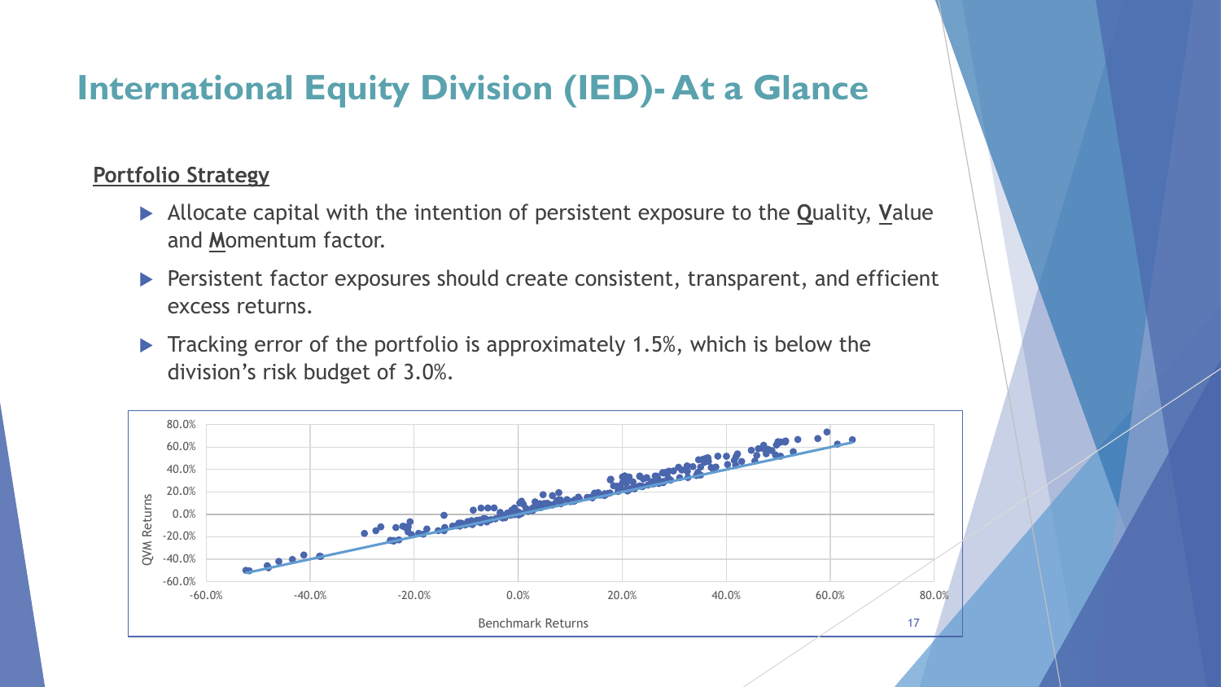# International Equity Division (IED)- At a Glance

**Portfolio Strategy**

- Allocate capital with the intention of persistent exposure to the **Q**uality, **V**alue and **M**omentum factor.
- Persistent factor exposures should create consistent, transparent, and efficient excess returns.
- Tracking error of the portfolio is approximately 1.5%, which is below the division's risk budget of 3.0%.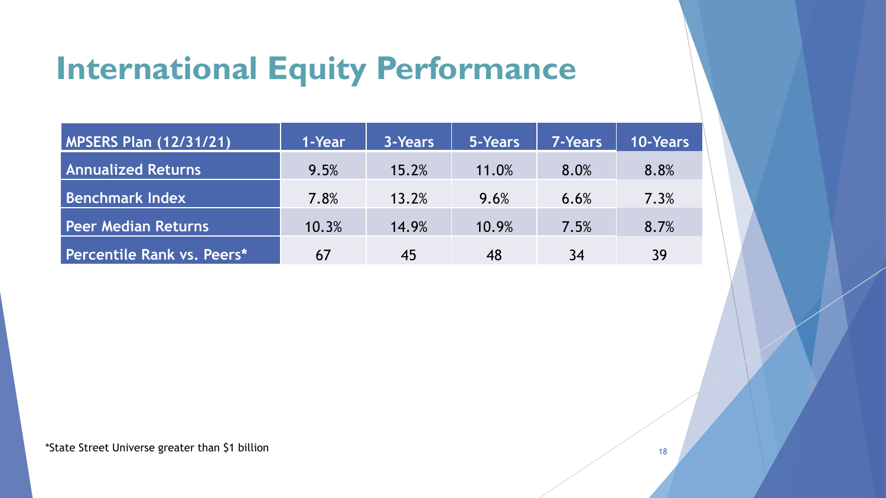# International Equity Performance

| MPSERS Plan (12/31/21) | 1-Year | 3-Years | 5-Years | 7-Years | 10-Years |
|---|---|---|---|---|---|
| Annualized Returns | 9.5% | 15.2% | 11.0% | 8.0% | 8.8% |
| Benchmark Index | 7.8% | 13.2% | 9.6% | 6.6% | 7.3% |
| Peer Median Returns | 10.3% | 14.9% | 10.9% | 7.5% | 8.7% |
| Percentile Rank vs. Peers* | 67 | 45 | 48 | 34 | 39 |

*State Street Universe greater than $1 billion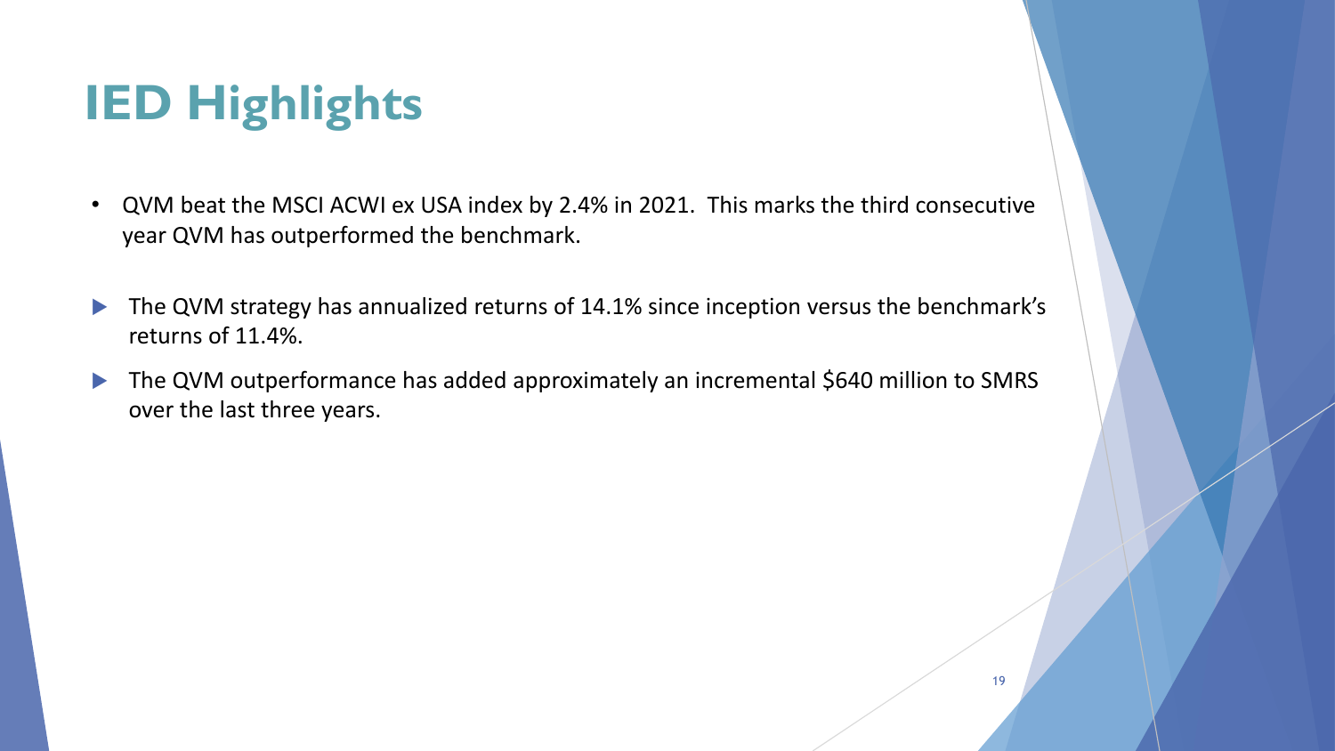# IED Highlights

- QVM beat the MSCI ACWI ex USA index by 2.4% in 2021. This marks the third consecutive year QVM has outperformed the benchmark.

- The QVM strategy has annualized returns of 14.1% since inception versus the benchmark's returns of 11.4%.
- The QVM outperformance has added approximately an incremental $640 million to SMRS over the last three years.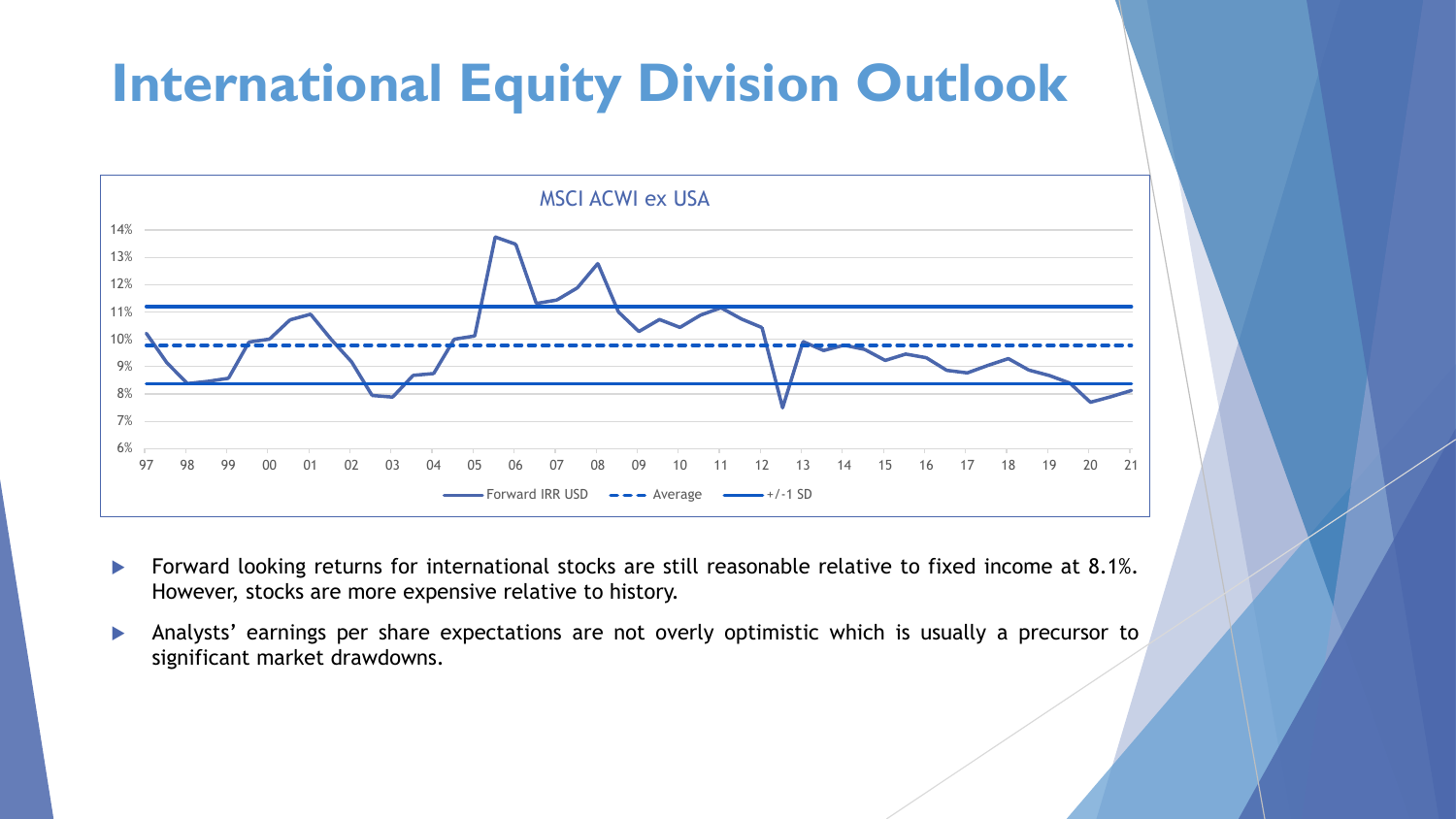# International Equity Division Outlook

MSCI ACWI ex USA

- Forward looking returns for international stocks are still reasonable relative to fixed income at 8.1%. However, stocks are more expensive relative to history.
- Analysts' earnings per share expectations are not overly optimistic which is usually a precursor to significant market drawdowns.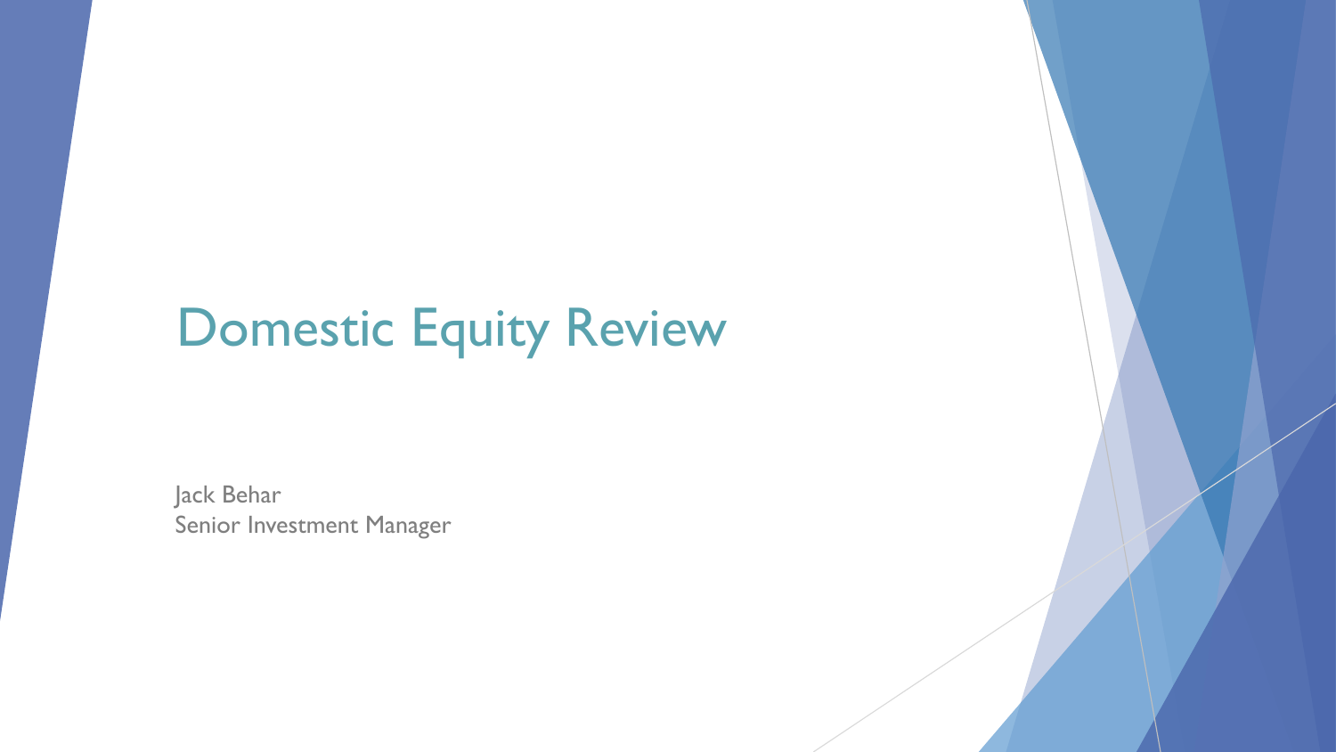# Domestic Equity Review

Jack Behar
Senior Investment Manager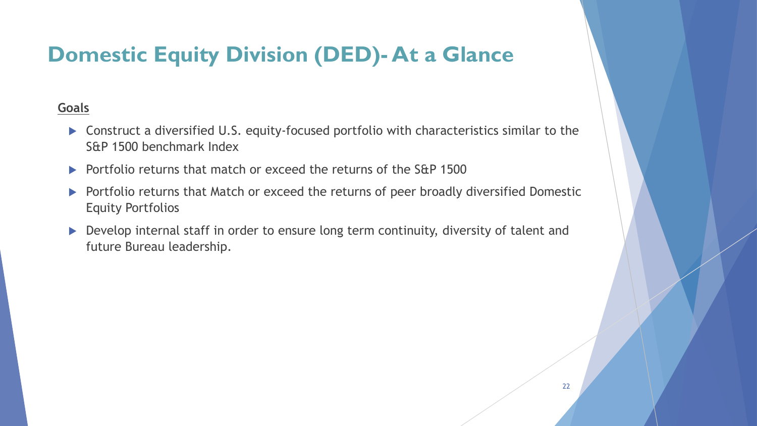# Domestic Equity Division (DED)- At a Glance

**Goals**

- Construct a diversified U.S. equity-focused portfolio with characteristics similar to the S&P 1500 benchmark Index
- Portfolio returns that match or exceed the returns of the S&P 1500
- Portfolio returns that Match or exceed the returns of peer broadly diversified Domestic Equity Portfolios
- Develop internal staff in order to ensure long term continuity, diversity of talent and future Bureau leadership.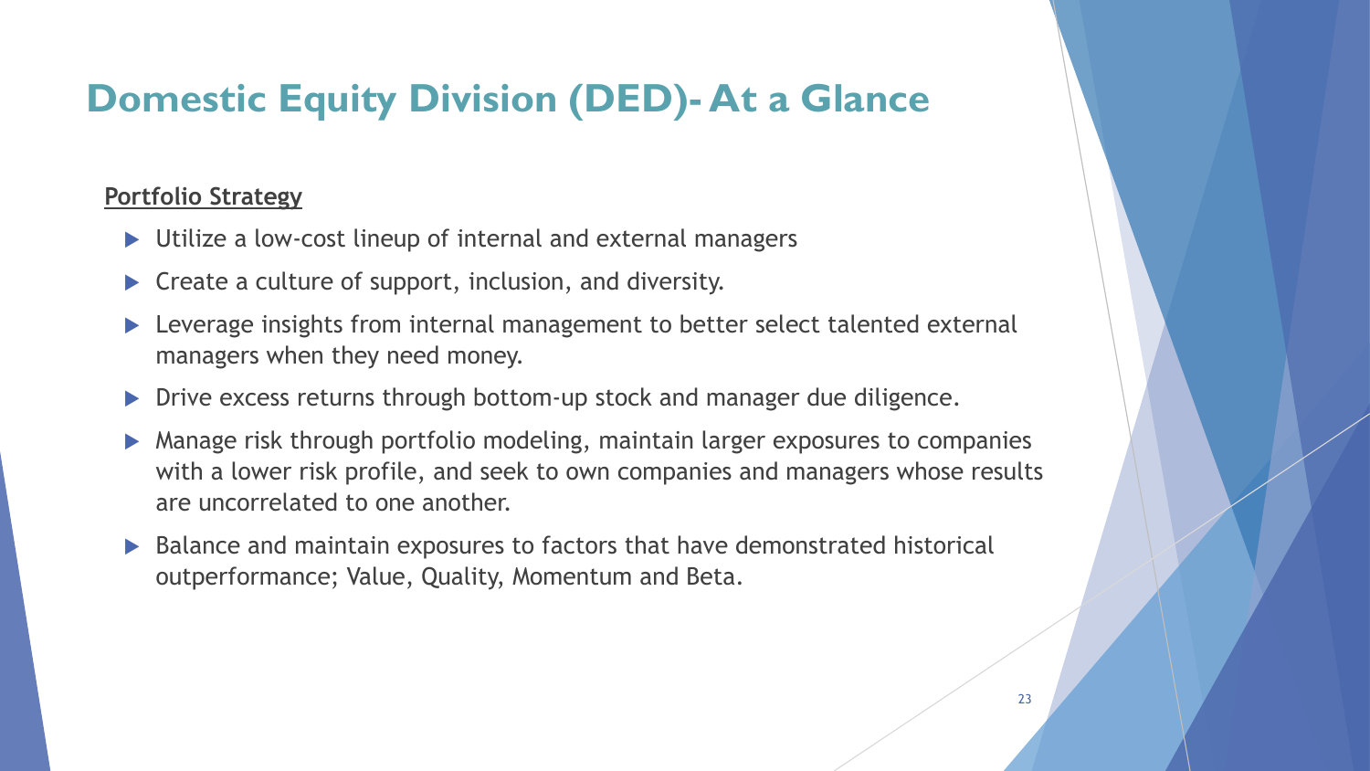# Domestic Equity Division (DED)- At a Glance

**Portfolio Strategy**

- Utilize a low-cost lineup of internal and external managers
- Create a culture of support, inclusion, and diversity.
- Leverage insights from internal management to better select talented external managers when they need money.
- Drive excess returns through bottom-up stock and manager due diligence.
- Manage risk through portfolio modeling, maintain larger exposures to companies with a lower risk profile, and seek to own companies and managers whose results are uncorrelated to one another.
- Balance and maintain exposures to factors that have demonstrated historical outperformance; Value, Quality, Momentum and Beta.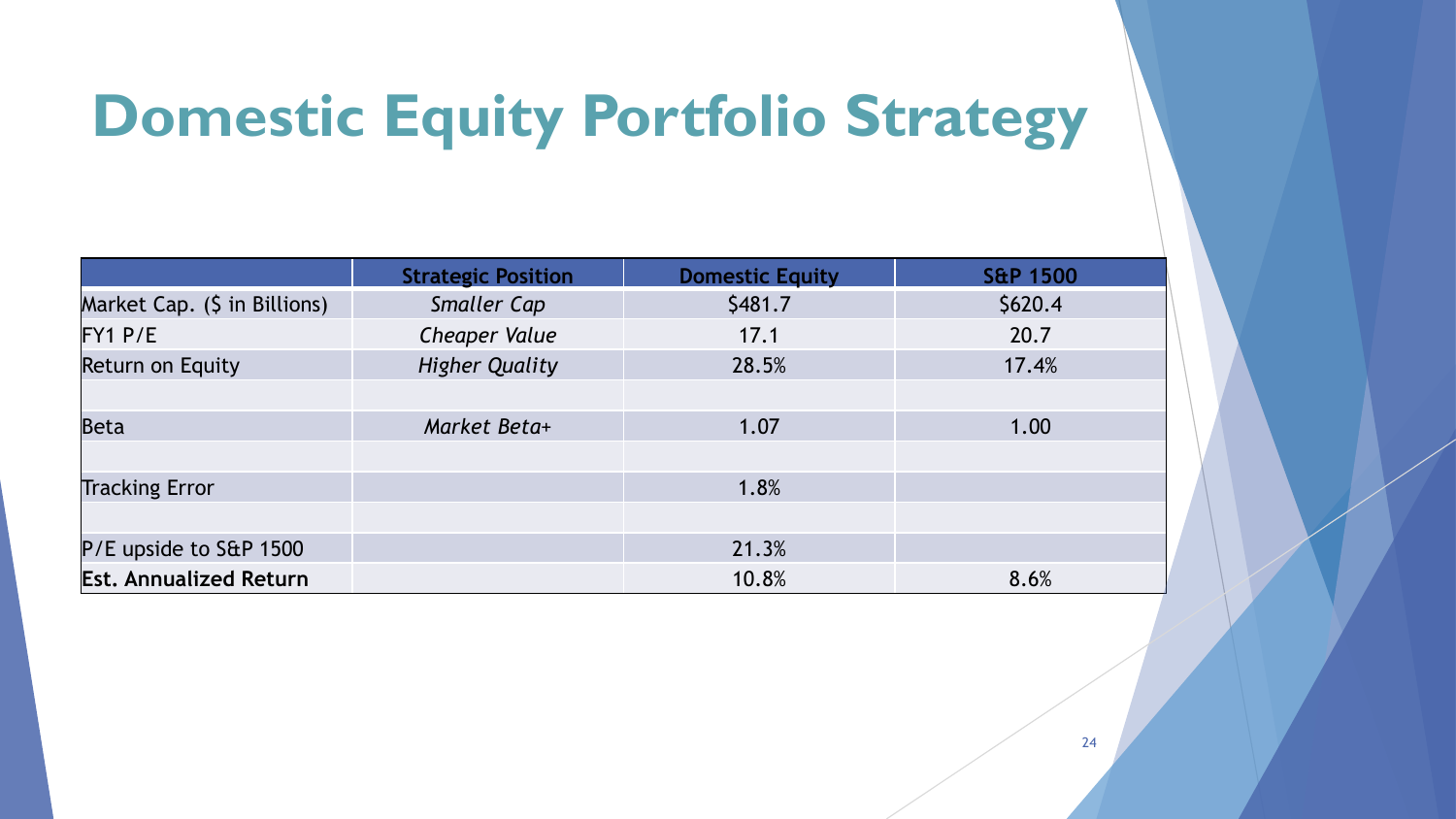# Domestic Equity Portfolio Strategy

| | Strategic Position | Domestic Equity | S&P 1500 |
|---|---|---|---|
| Market Cap. ($ in Billions) | *Smaller Cap* | $481.7 | $620.4 |
| FY1 P/E | *Cheaper Value* | 17.1 | 20.7 |
| Return on Equity | *Higher Quality* | 28.5% | 17.4% |
| | | | |
| Beta | *Market Beta+* | 1.07 | 1.00 |
| | | | |
| Tracking Error | | 1.8% | |
| | | | |
| P/E upside to S&P 1500 | | 21.3% | |
| **Est. Annualized Return** | | 10.8% | 8.6% |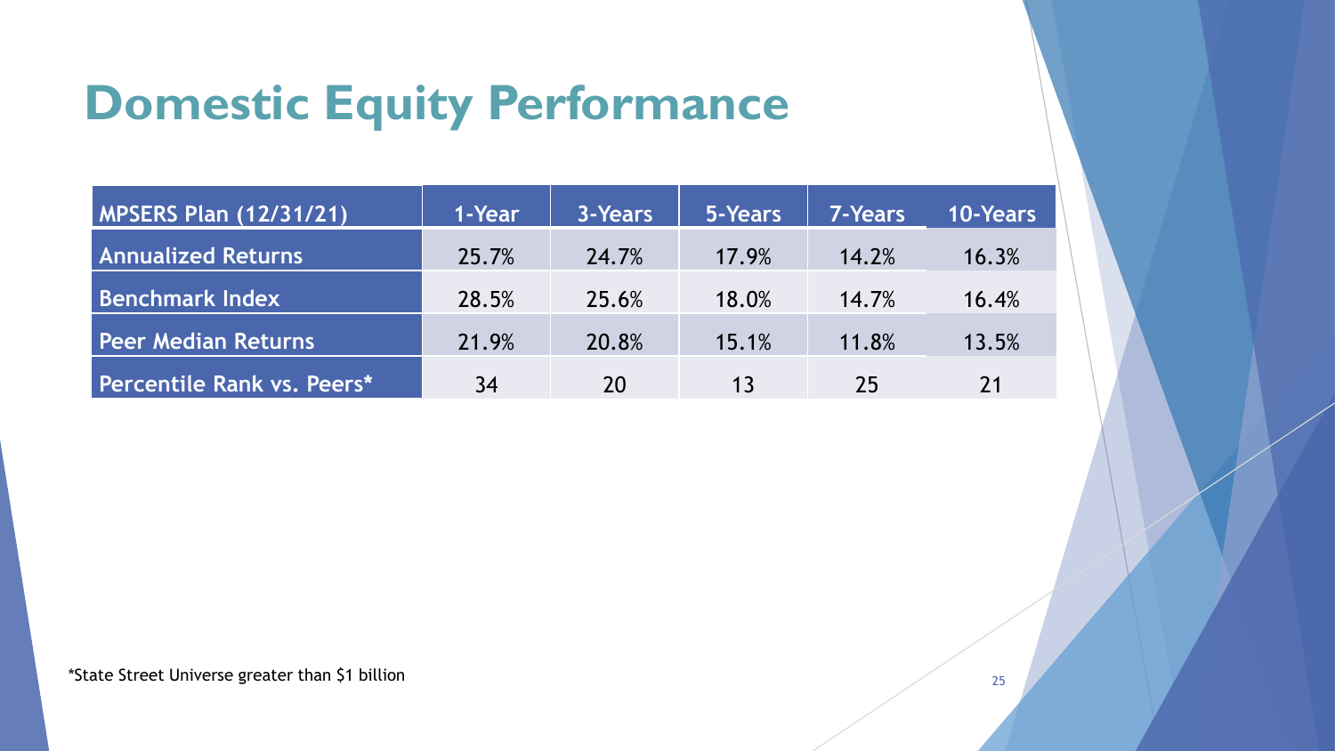# Domestic Equity Performance

| MPSERS Plan (12/31/21) | 1-Year | 3-Years | 5-Years | 7-Years | 10-Years |
|---|---|---|---|---|---|
| Annualized Returns | 25.7% | 24.7% | 17.9% | 14.2% | 16.3% |
| Benchmark Index | 28.5% | 25.6% | 18.0% | 14.7% | 16.4% |
| Peer Median Returns | 21.9% | 20.8% | 15.1% | 11.8% | 13.5% |
| Percentile Rank vs. Peers* | 34 | 20 | 13 | 25 | 21 |

*State Street Universe greater than $1 billion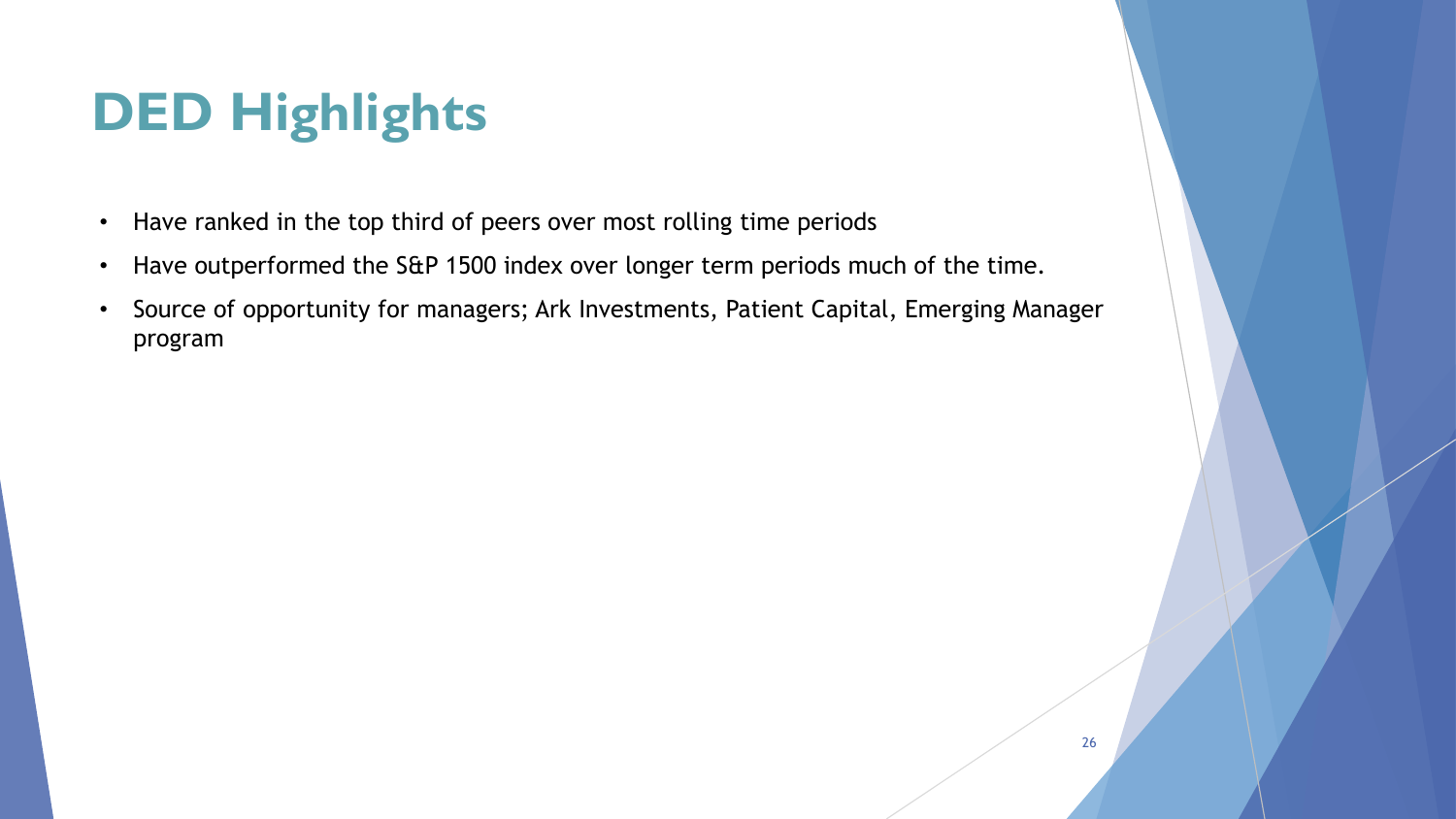# DED Highlights

- Have ranked in the top third of peers over most rolling time periods
- Have outperformed the S&P 1500 index over longer term periods much of the time.
- Source of opportunity for managers; Ark Investments, Patient Capital, Emerging Manager program